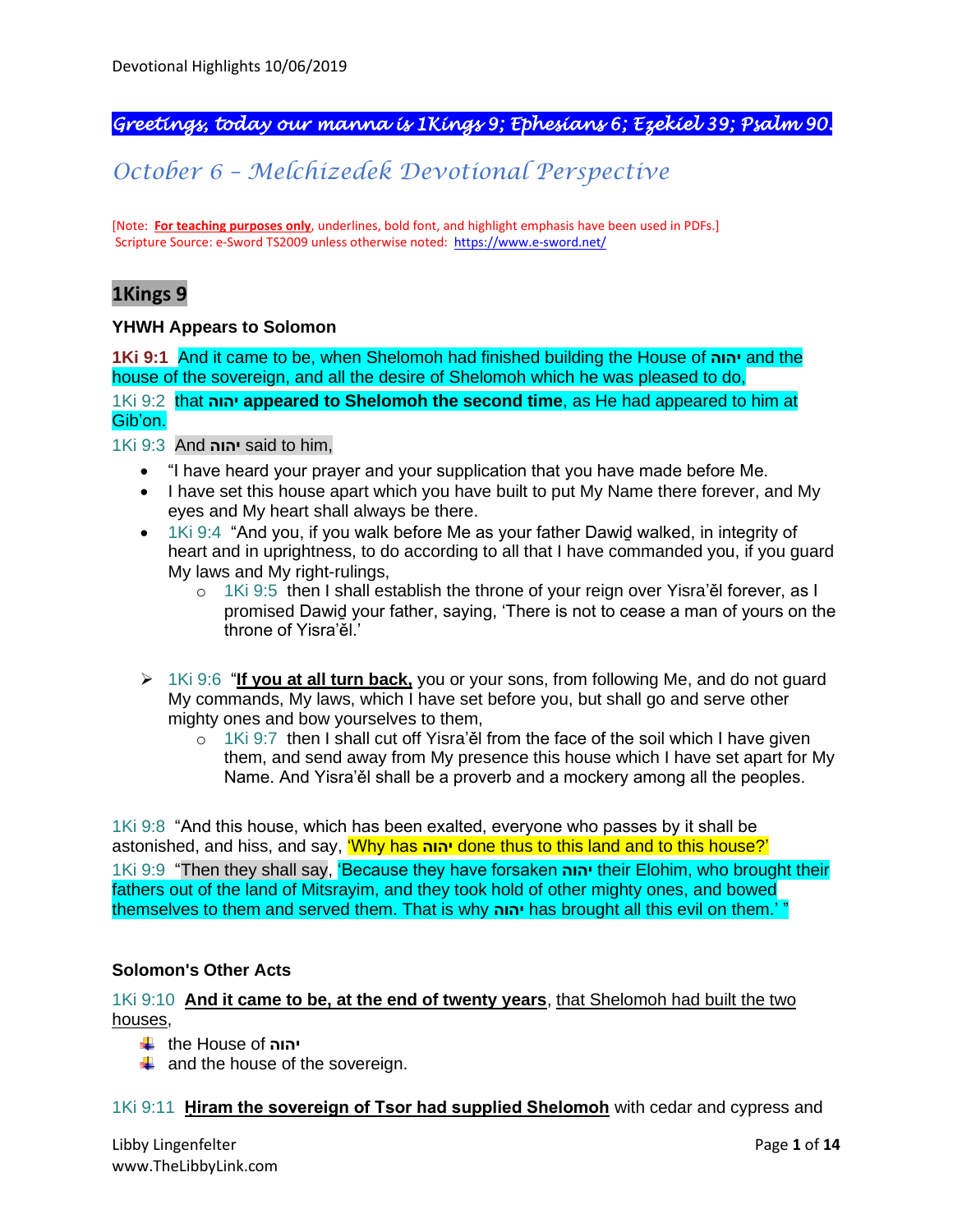*Greetings, today our manna is 1Kings 9; Ephesians 6; Ezekiel 39; Psalm 90.*

# *October 6 – Melchizedek Devotional Perspective*

[Note: **For teaching purposes only**, underlines, bold font, and highlight emphasis have been used in PDFs.]
Scripture Source: e-Sword TS2009 unless otherwise noted: https://www.e-sword.net/

## 1Kings 9

### YHWH Appears to Solomon

**1Ki 9:1** And it came to be, when Shelomoh had finished building the House of **יהוה** and the house of the sovereign, and all the desire of Shelomoh which he was pleased to do,

1Ki 9:2 that **יהוה appeared to Shelomoh the second time**, as He had appeared to him at Gib'on.

1Ki 9:3 And **יהוה** said to him,

- "I have heard your prayer and your supplication that you have made before Me.
- I have set this house apart which you have built to put My Name there forever, and My eyes and My heart shall always be there.
- 1Ki 9:4 "And you, if you walk before Me as your father Dawiḏ walked, in integrity of heart and in uprightness, to do according to all that I have commanded you, if you guard My laws and My right-rulings,
  - 1Ki 9:5 then I shall establish the throne of your reign over Yisra'ěl forever, as I promised Dawiḏ your father, saying, 'There is not to cease a man of yours on the throne of Yisra'ěl.'

- 1Ki 9:6 "**If you at all turn back,** you or your sons, from following Me, and do not guard My commands, My laws, which I have set before you, but shall go and serve other mighty ones and bow yourselves to them,
  - 1Ki 9:7 then I shall cut off Yisra'ěl from the face of the soil which I have given them, and send away from My presence this house which I have set apart for My Name. And Yisra'ěl shall be a proverb and a mockery among all the peoples.

1Ki 9:8 "And this house, which has been exalted, everyone who passes by it shall be astonished, and hiss, and say, 'Why has **יהוה** done thus to this land and to this house?'

1Ki 9:9 "Then they shall say, 'Because they have forsaken **יהוה** their Elohim, who brought their fathers out of the land of Mitsrayim, and they took hold of other mighty ones, and bowed themselves to them and served them. That is why **יהוה** has brought all this evil on them.' "

### Solomon's Other Acts

1Ki 9:10 **And it came to be, at the end of twenty years**, that Shelomoh had built the two houses,

- the House of **יהוה**
- and the house of the sovereign.

1Ki 9:11 **Hiram the sovereign of Tsor had supplied Shelomoh** with cedar and cypress and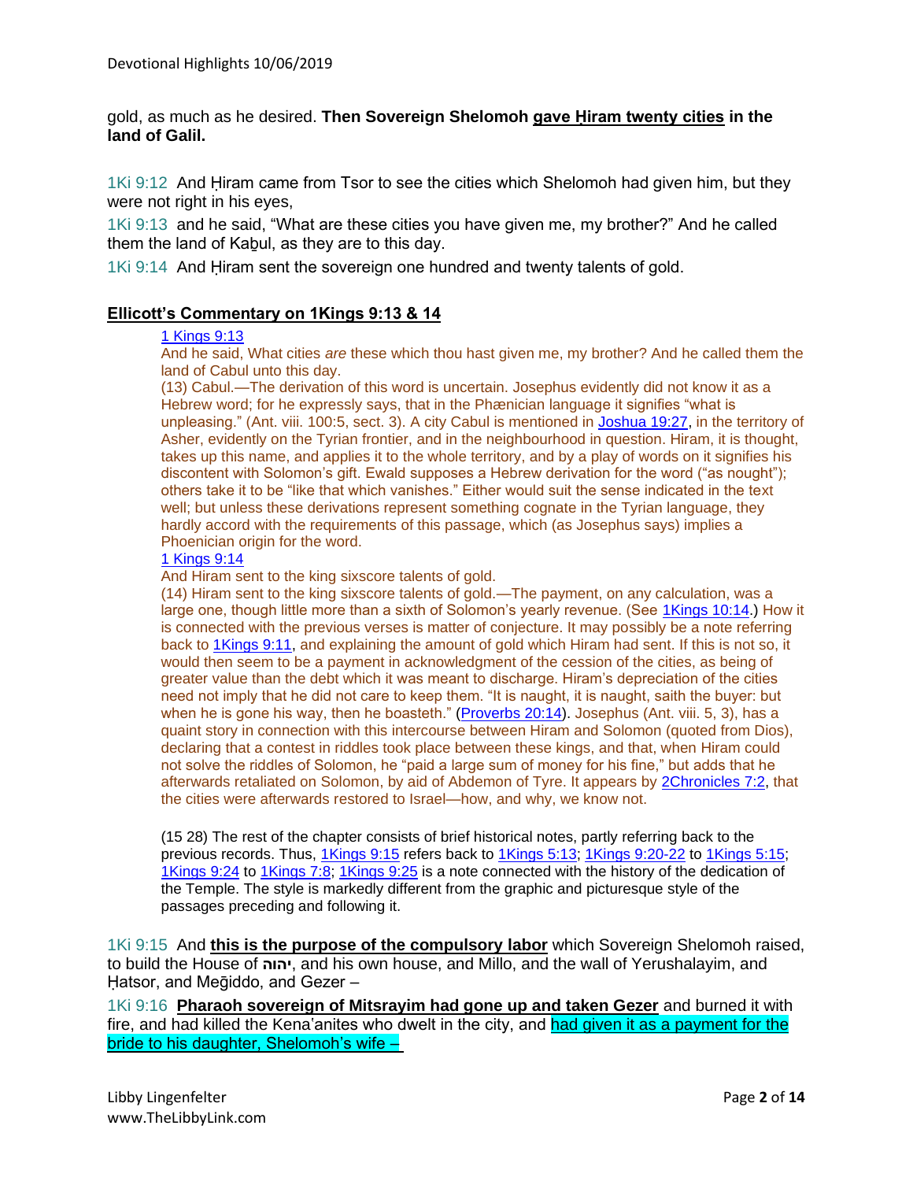gold, as much as he desired. **Then Sovereign Shelomoh gave Ḥiram twenty cities in the land of Galil.**

1Ki 9:12 And Ḥiram came from Tsor to see the cities which Shelomoh had given him, but they were not right in his eyes,

1Ki 9:13 and he said, “What are these cities you have given me, my brother?” And he called them the land of Kaḇul, as they are to this day.

1Ki 9:14 And Ḥiram sent the sovereign one hundred and twenty talents of gold.

## Ellicott’s Commentary on 1Kings 9:13 & 14

1 Kings 9:13

And he said, What cities *are* these which thou hast given me, my brother? And he called them the land of Cabul unto this day.

(13) Cabul.—The derivation of this word is uncertain. Josephus evidently did not know it as a Hebrew word; for he expressly says, that in the Phænician language it signifies “what is unpleasing.” (Ant. viii. 100:5, sect. 3). A city Cabul is mentioned in Joshua 19:27, in the territory of Asher, evidently on the Tyrian frontier, and in the neighbourhood in question. Hiram, it is thought, takes up this name, and applies it to the whole territory, and by a play of words on it signifies his discontent with Solomon’s gift. Ewald supposes a Hebrew derivation for the word (“as nought”); others take it to be “like that which vanishes.” Either would suit the sense indicated in the text well; but unless these derivations represent something cognate in the Tyrian language, they hardly accord with the requirements of this passage, which (as Josephus says) implies a Phoenician origin for the word.

1 Kings 9:14

And Hiram sent to the king sixscore talents of gold.

(14) Hiram sent to the king sixscore talents of gold.—The payment, on any calculation, was a large one, though little more than a sixth of Solomon’s yearly revenue. (See 1Kings 10:14.) How it is connected with the previous verses is matter of conjecture. It may possibly be a note referring back to 1Kings 9:11, and explaining the amount of gold which Hiram had sent. If this is not so, it would then seem to be a payment in acknowledgment of the cession of the cities, as being of greater value than the debt which it was meant to discharge. Hiram’s depreciation of the cities need not imply that he did not care to keep them. “It is naught, it is naught, saith the buyer: but when he is gone his way, then he boasteth.” (Proverbs 20:14). Josephus (Ant. viii. 5, 3), has a quaint story in connection with this intercourse between Hiram and Solomon (quoted from Dios), declaring that a contest in riddles took place between these kings, and that, when Hiram could not solve the riddles of Solomon, he “paid a large sum of money for his fine,” but adds that he afterwards retaliated on Solomon, by aid of Abdemon of Tyre. It appears by 2Chronicles 7:2, that the cities were afterwards restored to Israel—how, and why, we know not.

(15 28) The rest of the chapter consists of brief historical notes, partly referring back to the previous records. Thus, 1Kings 9:15 refers back to 1Kings 5:13; 1Kings 9:20-22 to 1Kings 5:15; 1Kings 9:24 to 1Kings 7:8; 1Kings 9:25 is a note connected with the history of the dedication of the Temple. The style is markedly different from the graphic and picturesque style of the passages preceding and following it.

1Ki 9:15 And **this is the purpose of the compulsory labor** which Sovereign Shelomoh raised, to build the House of **יהוה**, and his own house, and Millo, and the wall of Yerushalayim, and Ḥatsor, and Meḡiddo, and Gezer –

1Ki 9:16 **Pharaoh sovereign of Mitsrayim had gone up and taken Gezer** and burned it with fire, and had killed the Kena’anites who dwelt in the city, and had given it as a payment for the bride to his daughter, Shelomoh’s wife –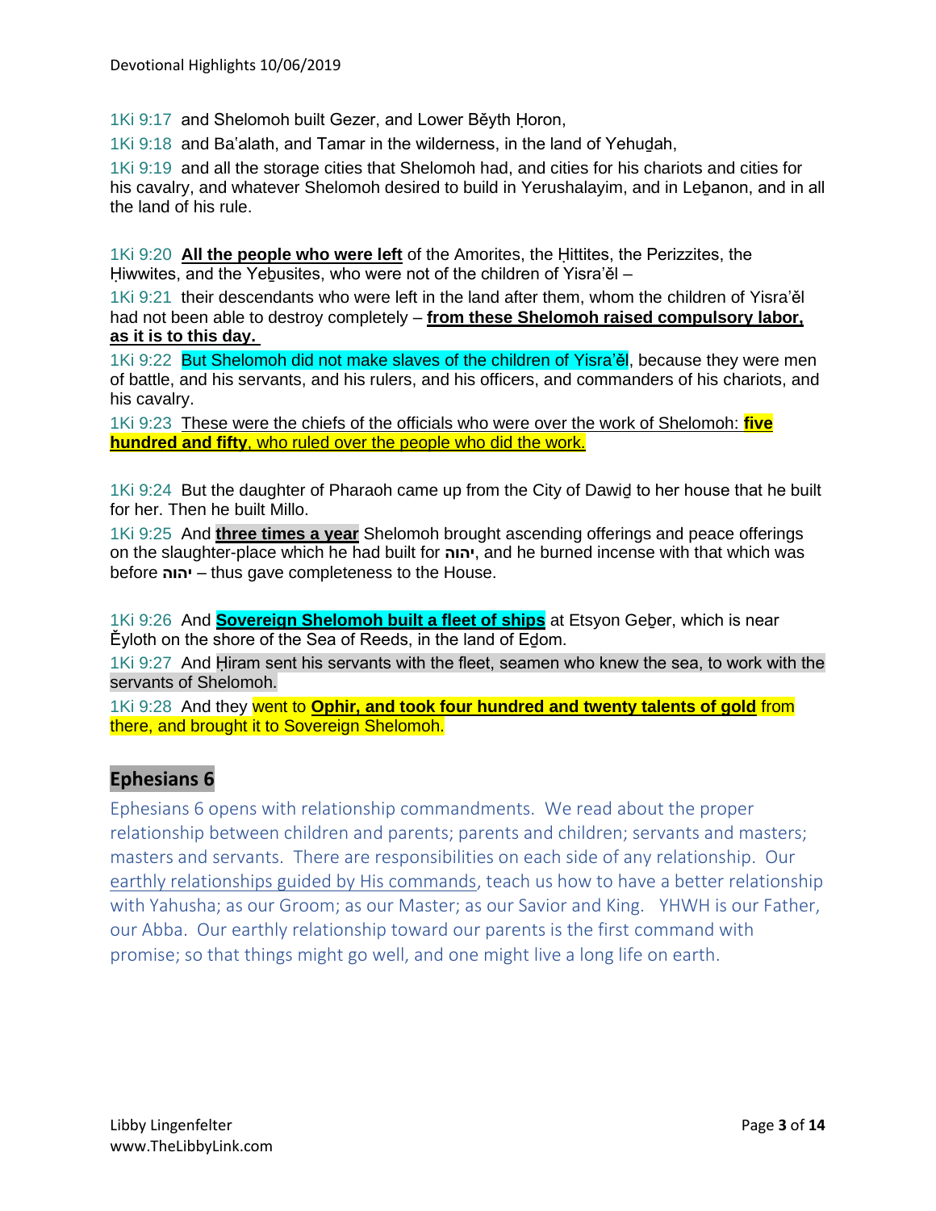1Ki 9:17 and Shelomoh built Gezer, and Lower Bĕyth Ḥoron,

1Ki 9:18 and Ba'alath, and Tamar in the wilderness, in the land of Yehuḏah,

1Ki 9:19 and all the storage cities that Shelomoh had, and cities for his chariots and cities for his cavalry, and whatever Shelomoh desired to build in Yerushalayim, and in Leḇanon, and in all the land of his rule.

1Ki 9:20 **All the people who were left** of the Amorites, the Ḥittites, the Perizzites, the Ḥiwwites, and the Yeḇusites, who were not of the children of Yisra'ĕl –

1Ki 9:21 their descendants who were left in the land after them, whom the children of Yisra'ĕl had not been able to destroy completely – **from these Shelomoh raised compulsory labor, as it is to this day.**

1Ki 9:22 But Shelomoh did not make slaves of the children of Yisra'ĕl, because they were men of battle, and his servants, and his rulers, and his officers, and commanders of his chariots, and his cavalry.

1Ki 9:23 These were the chiefs of the officials who were over the work of Shelomoh: **five hundred and fifty**, who ruled over the people who did the work.

1Ki 9:24 But the daughter of Pharaoh came up from the City of Dawiḏ to her house that he built for her. Then he built Millo.

1Ki 9:25 And **three times a year** Shelomoh brought ascending offerings and peace offerings on the slaughter-place which he had built for יהוה, and he burned incense with that which was before יהוה – thus gave completeness to the House.

1Ki 9:26 And **Sovereign Shelomoh built a fleet of ships** at Etsyon Geḇer, which is near Ĕyloth on the shore of the Sea of Reeds, in the land of Eḏom.

1Ki 9:27 And Ḥiram sent his servants with the fleet, seamen who knew the sea, to work with the servants of Shelomoh.

1Ki 9:28 And they went to **Ophir, and took four hundred and twenty talents of gold** from there, and brought it to Sovereign Shelomoh.

## Ephesians 6

Ephesians 6 opens with relationship commandments. We read about the proper relationship between children and parents; parents and children; servants and masters; masters and servants. There are responsibilities on each side of any relationship. Our earthly relationships guided by His commands, teach us how to have a better relationship with Yahusha; as our Groom; as our Master; as our Savior and King. YHWH is our Father, our Abba. Our earthly relationship toward our parents is the first command with promise; so that things might go well, and one might live a long life on earth.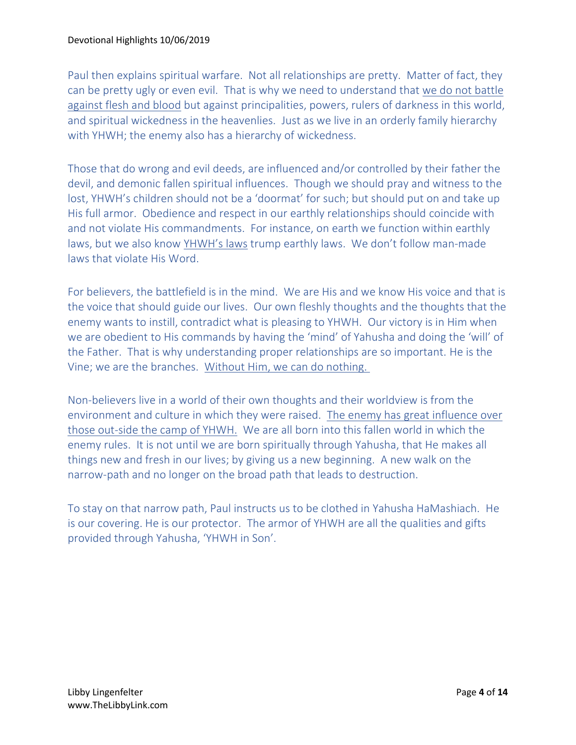Paul then explains spiritual warfare. Not all relationships are pretty. Matter of fact, they can be pretty ugly or even evil. That is why we need to understand that <u>we do not battle against flesh and blood</u> but against principalities, powers, rulers of darkness in this world, and spiritual wickedness in the heavenlies. Just as we live in an orderly family hierarchy with YHWH; the enemy also has a hierarchy of wickedness.

Those that do wrong and evil deeds, are influenced and/or controlled by their father the devil, and demonic fallen spiritual influences. Though we should pray and witness to the lost, YHWH's children should not be a 'doormat' for such; but should put on and take up His full armor. Obedience and respect in our earthly relationships should coincide with and not violate His commandments. For instance, on earth we function within earthly laws, but we also know <u>YHWH's laws</u> trump earthly laws. We don't follow man-made laws that violate His Word.

For believers, the battlefield is in the mind. We are His and we know His voice and that is the voice that should guide our lives. Our own fleshly thoughts and the thoughts that the enemy wants to instill, contradict what is pleasing to YHWH. Our victory is in Him when we are obedient to His commands by having the 'mind' of Yahusha and doing the 'will' of the Father. That is why understanding proper relationships are so important. He is the Vine; we are the branches. <u>Without Him, we can do nothing.</u>

Non-believers live in a world of their own thoughts and their worldview is from the environment and culture in which they were raised. <u>The enemy has great influence over those out-side the camp of YHWH.</u> We are all born into this fallen world in which the enemy rules. It is not until we are born spiritually through Yahusha, that He makes all things new and fresh in our lives; by giving us a new beginning. A new walk on the narrow-path and no longer on the broad path that leads to destruction.

To stay on that narrow path, Paul instructs us to be clothed in Yahusha HaMashiach. He is our covering. He is our protector. The armor of YHWH are all the qualities and gifts provided through Yahusha, 'YHWH in Son'.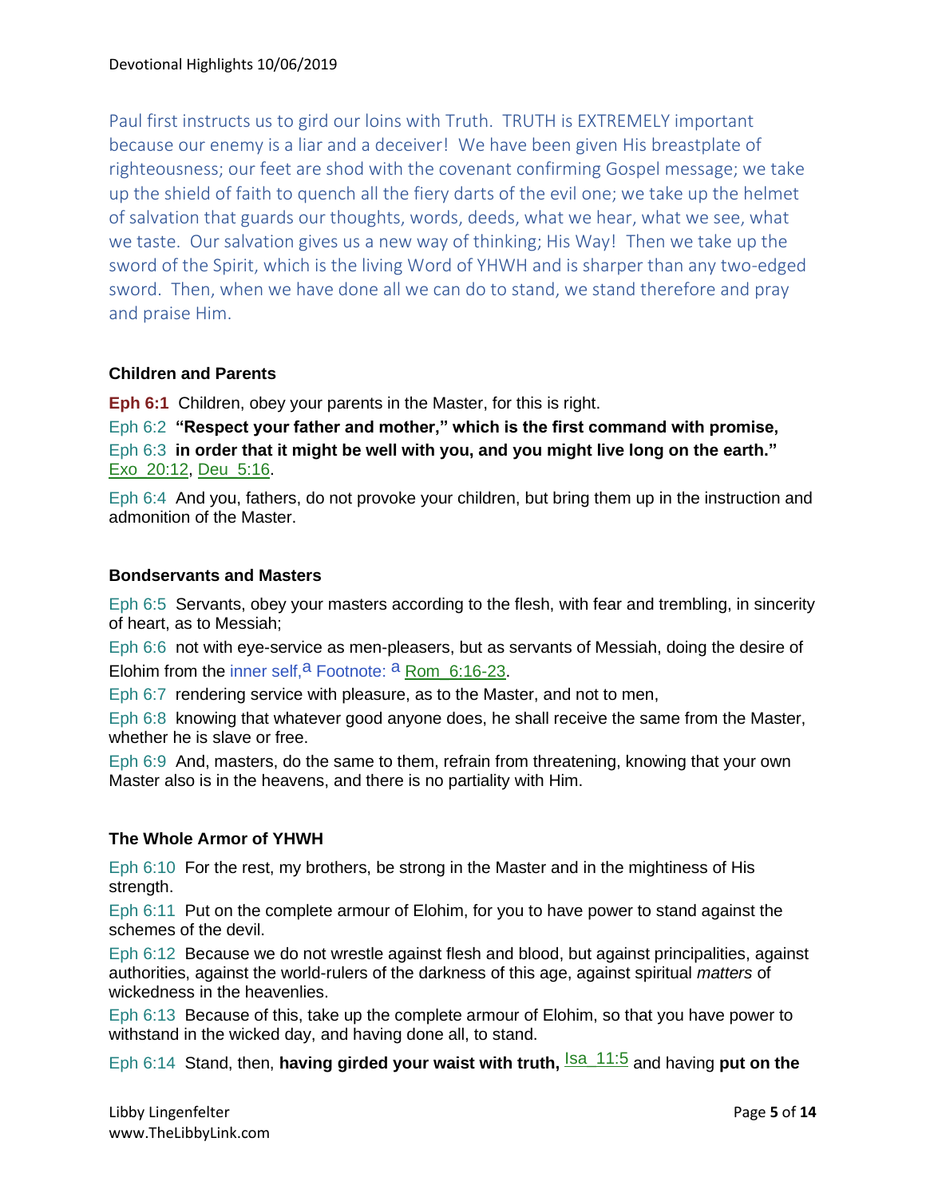Paul first instructs us to gird our loins with Truth. TRUTH is EXTREMELY important because our enemy is a liar and a deceiver! We have been given His breastplate of righteousness; our feet are shod with the covenant confirming Gospel message; we take up the shield of faith to quench all the fiery darts of the evil one; we take up the helmet of salvation that guards our thoughts, words, deeds, what we hear, what we see, what we taste. Our salvation gives us a new way of thinking; His Way! Then we take up the sword of the Spirit, which is the living Word of YHWH and is sharper than any two-edged sword. Then, when we have done all we can do to stand, we stand therefore and pray and praise Him.

### Children and Parents

**Eph 6:1** Children, obey your parents in the Master, for this is right.

Eph 6:2 **"Respect your father and mother," which is the first command with promise,**

Eph 6:3 **in order that it might be well with you, and you might live long on the earth."** Exo 20:12, Deu 5:16.

Eph 6:4 And you, fathers, do not provoke your children, but bring them up in the instruction and admonition of the Master.

### Bondservants and Masters

Eph 6:5 Servants, obey your masters according to the flesh, with fear and trembling, in sincerity of heart, as to Messiah;

Eph 6:6 not with eye-service as men-pleasers, but as servants of Messiah, doing the desire of Elohim from the inner self,[a] Footnote: [a] Rom 6:16-23.

Eph 6:7 rendering service with pleasure, as to the Master, and not to men,

Eph 6:8 knowing that whatever good anyone does, he shall receive the same from the Master, whether he is slave or free.

Eph 6:9 And, masters, do the same to them, refrain from threatening, knowing that your own Master also is in the heavens, and there is no partiality with Him.

### The Whole Armor of YHWH

Eph 6:10 For the rest, my brothers, be strong in the Master and in the mightiness of His strength.

Eph 6:11 Put on the complete armour of Elohim, for you to have power to stand against the schemes of the devil.

Eph 6:12 Because we do not wrestle against flesh and blood, but against principalities, against authorities, against the world-rulers of the darkness of this age, against spiritual *matters* of wickedness in the heavenlies.

Eph 6:13 Because of this, take up the complete armour of Elohim, so that you have power to withstand in the wicked day, and having done all, to stand.

Eph 6:14 Stand, then, **having girded your waist with truth,** Isa 11:5 and having **put on the**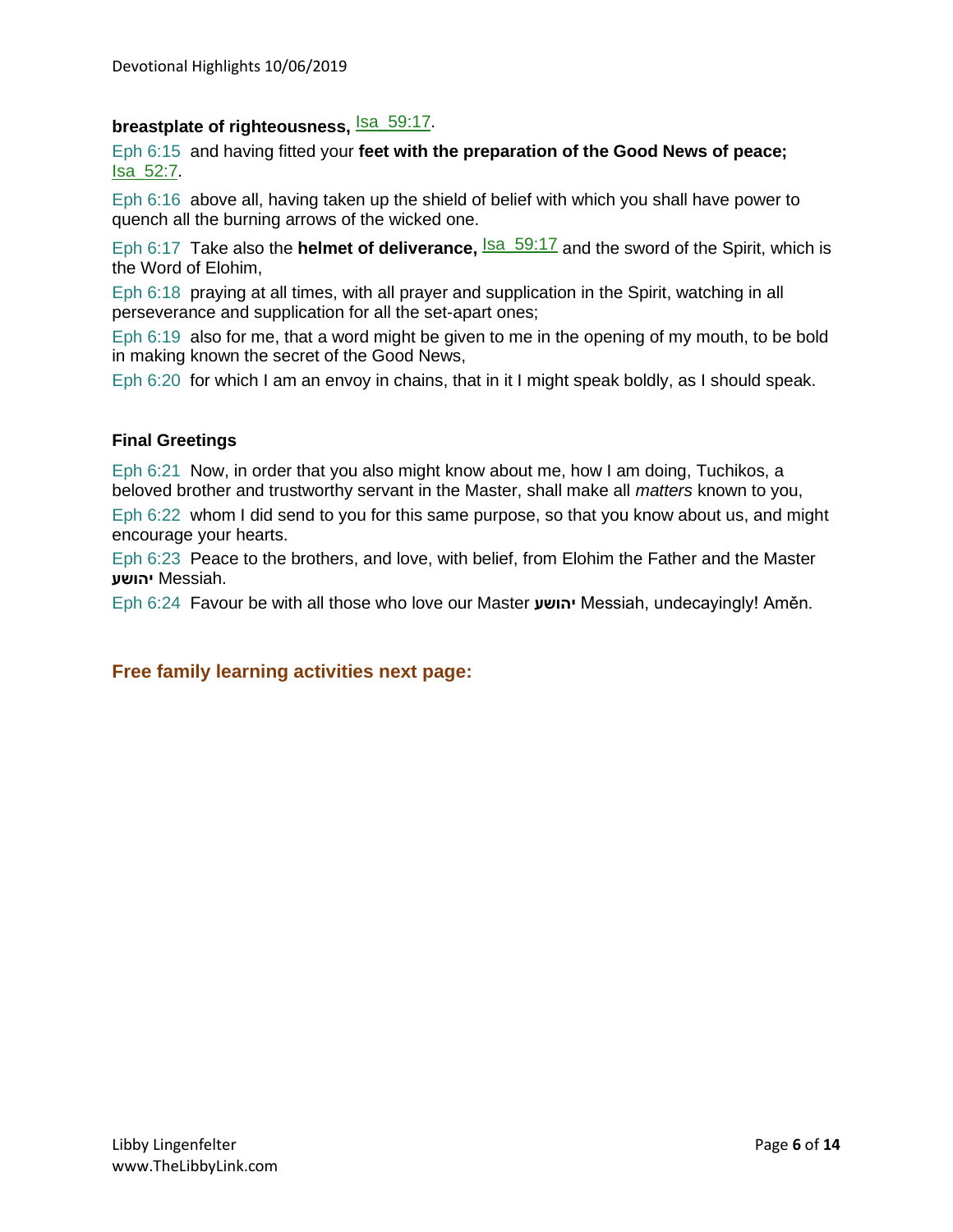**breastplate of righteousness,** Isa 59:17.

Eph 6:15 and having fitted your **feet with the preparation of the Good News of peace;** Isa 52:7.

Eph 6:16 above all, having taken up the shield of belief with which you shall have power to quench all the burning arrows of the wicked one.

Eph 6:17 Take also the **helmet of deliverance,** Isa 59:17 and the sword of the Spirit, which is the Word of Elohim,

Eph 6:18 praying at all times, with all prayer and supplication in the Spirit, watching in all perseverance and supplication for all the set-apart ones;

Eph 6:19 also for me, that a word might be given to me in the opening of my mouth, to be bold in making known the secret of the Good News,

Eph 6:20 for which I am an envoy in chains, that in it I might speak boldly, as I should speak.

### Final Greetings

Eph 6:21 Now, in order that you also might know about me, how I am doing, Tuchikos, a beloved brother and trustworthy servant in the Master, shall make all *matters* known to you,

Eph 6:22 whom I did send to you for this same purpose, so that you know about us, and might encourage your hearts.

Eph 6:23 Peace to the brothers, and love, with belief, from Elohim the Father and the Master **יהושע** Messiah.

Eph 6:24 Favour be with all those who love our Master **יהושע** Messiah, undecayingly! Aměn.

**Free family learning activities next page:**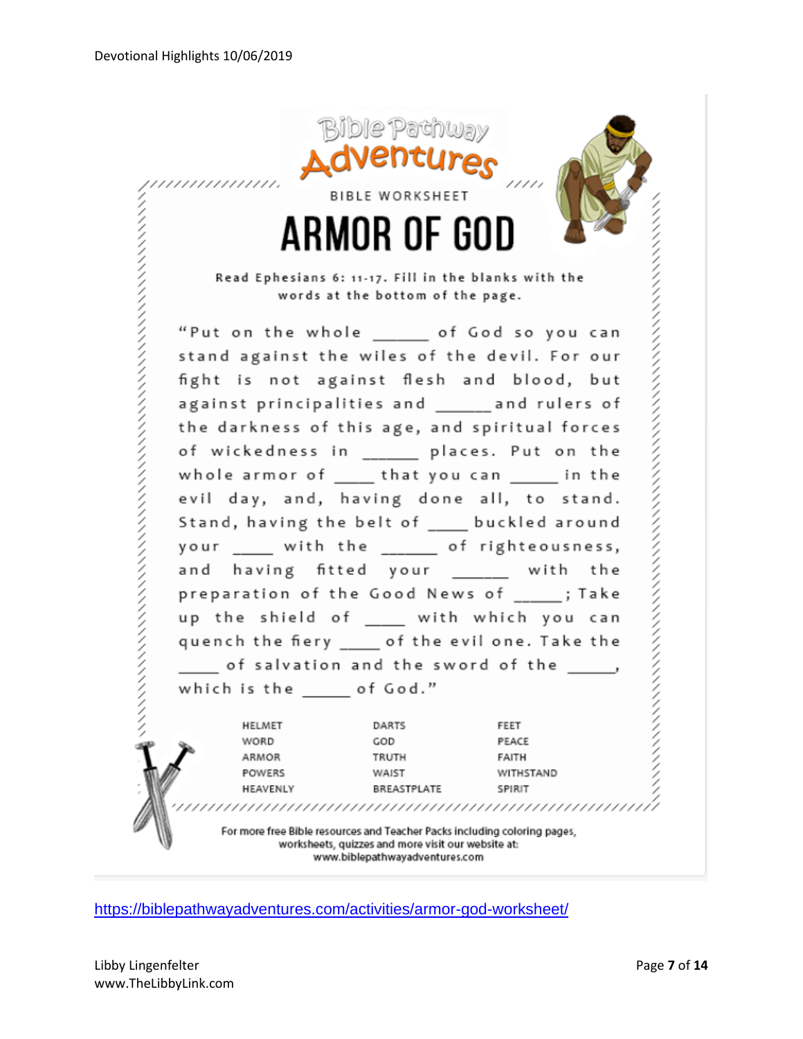Bible Pathway Adventures

BIBLE WORKSHEET

# ARMOR OF GOD

Read Ephesians 6: 11-17. Fill in the blanks with the words at the bottom of the page.

"Put on the whole ______ of God so you can stand against the wiles of the devil. For our fight is not against flesh and blood, but against principalities and ______ and rulers of the darkness of this age, and spiritual forces of wickedness in ______ places. Put on the whole armor of ____ that you can _____ in the evil day, and, having done all, to stand. Stand, having the belt of ____ buckled around your ____ with the ______ of righteousness, and having fitted your ______ with the preparation of the Good News of _____; Take up the shield of ____ with which you can quench the fiery ____ of the evil one. Take the ____ of salvation and the sword of the _____, which is the _____ of God."

| | | |
|---|---|---|
| HELMET | DARTS | FEET |
| WORD | GOD | PEACE |
| ARMOR | TRUTH | FAITH |
| POWERS | WAIST | WITHSTAND |
| HEAVENLY | BREASTPLATE | SPIRIT |

For more free Bible resources and Teacher Packs including coloring pages, worksheets, quizzes and more visit our website at: www.biblepathwayadventures.com

https://biblepathwayadventures.com/activities/armor-god-worksheet/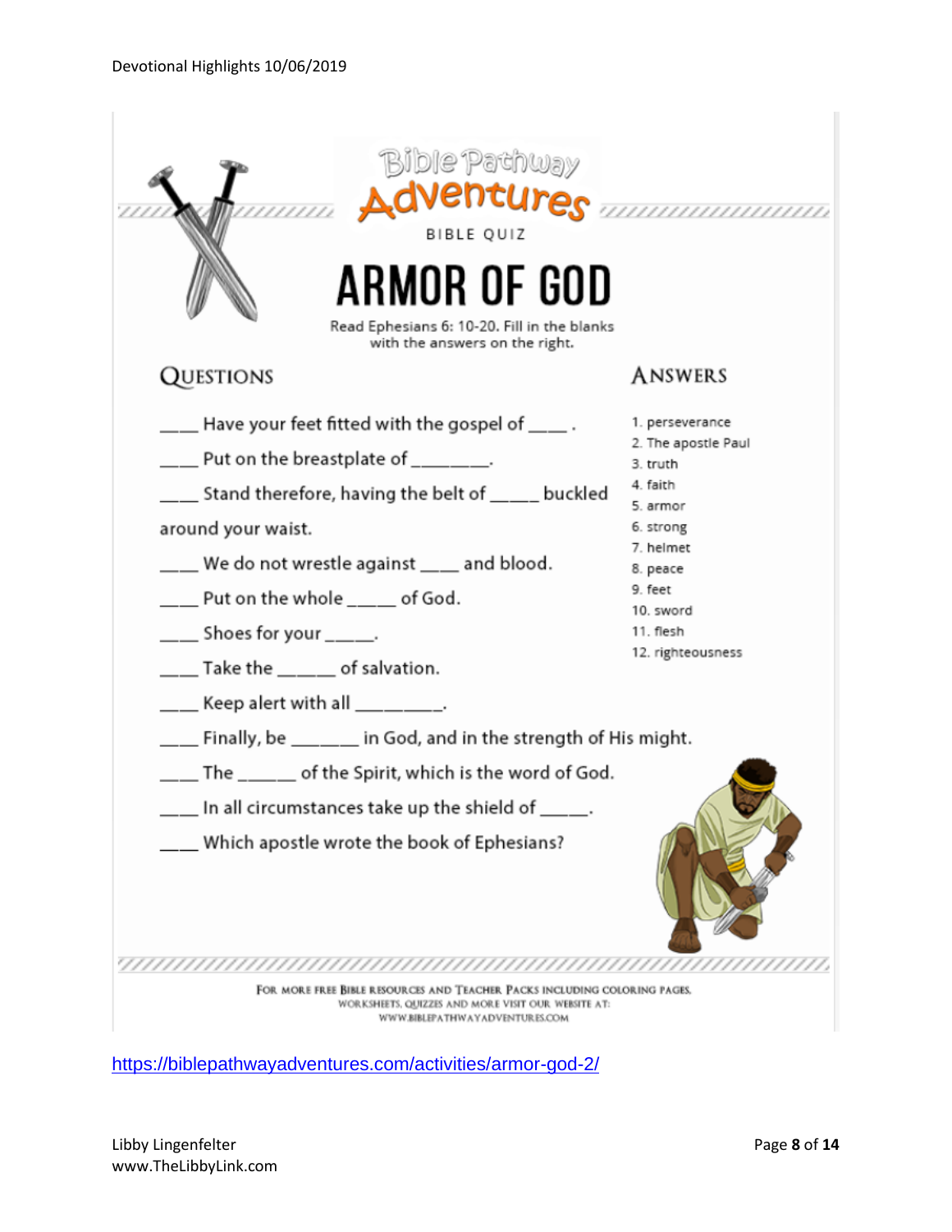Bible Pathway Adventures

BIBLE QUIZ

# ARMOR OF GOD

Read Ephesians 6: 10-20. Fill in the blanks with the answers on the right.

## Questions

___ Have your feet fitted with the gospel of ___ .

___ Put on the breastplate of _______.

___ Stand therefore, having the belt of ____ buckled around your waist.

___ We do not wrestle against ___ and blood.

___ Put on the whole ____ of God.

___ Shoes for your ____.

___ Take the _____ of salvation.

___ Keep alert with all ________.

___ Finally, be ______ in God, and in the strength of His might.

___ The _____ of the Spirit, which is the word of God.

___ In all circumstances take up the shield of ____.

___ Which apostle wrote the book of Ephesians?

## Answers

1. perseverance
2. The apostle Paul
3. truth
4. faith
5. armor
6. strong
7. helmet
8. peace
9. feet
10. sword
11. flesh
12. righteousness

For more free Bible resources and Teacher Packs including coloring pages, worksheets, quizzes and more visit our website at: www.biblepathwayadventures.com

https://biblepathwayadventures.com/activities/armor-god-2/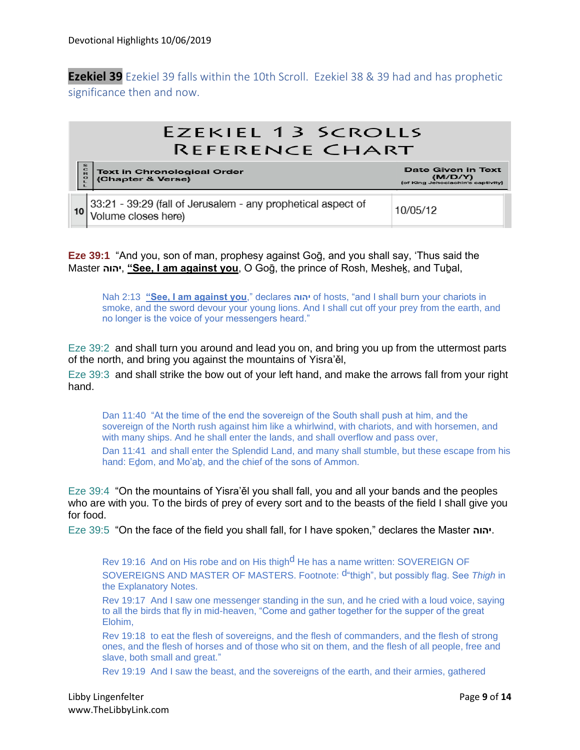**Ezekiel 39** Ezekiel 39 falls within the 10th Scroll. Ezekiel 38 & 39 had and has prophetic significance then and now.

# EZEKIEL 13 SCROLLS REFERENCE CHART

| SCROLL | Text in Chronological Order (Chapter & Verse) | Date Given in Text (M/D/Y) (of King Jehoiachin's captivity) |
|---|---|---|
| 10 | 33:21 - 39:29 (fall of Jerusalem - any prophetical aspect of Volume closes here) | 10/05/12 |

**Eze 39:1** "And you, son of man, prophesy against Goḡ, and you shall say, 'Thus said the Master **יהוה**, **"See, I am against you**, O Goḡ, the prince of Rosh, Mesheḵ, and Tuḇal,

> Nah 2:13 **"See, I am against you**," declares **יהוה** of hosts, "and I shall burn your chariots in smoke, and the sword devour your young lions. And I shall cut off your prey from the earth, and no longer is the voice of your messengers heard."

Eze 39:2 and shall turn you around and lead you on, and bring you up from the uttermost parts of the north, and bring you against the mountains of Yisra'ěl,

Eze 39:3 and shall strike the bow out of your left hand, and make the arrows fall from your right hand.

> Dan 11:40 "At the time of the end the sovereign of the South shall push at him, and the sovereign of the North rush against him like a whirlwind, with chariots, and with horsemen, and with many ships. And he shall enter the lands, and shall overflow and pass over,
>
> Dan 11:41 and shall enter the Splendid Land, and many shall stumble, but these escape from his hand: Eḏom, and Mo'aḇ, and the chief of the sons of Ammon.

Eze 39:4 "On the mountains of Yisra'ěl you shall fall, you and all your bands and the peoples who are with you. To the birds of prey of every sort and to the beasts of the field I shall give you for food.

Eze 39:5 "On the face of the field you shall fall, for I have spoken," declares the Master **יהוה**.

> Rev 19:16 And on His robe and on His thigh[d] He has a name written: SOVEREIGN OF SOVEREIGNS AND MASTER OF MASTERS. Footnote: [d]"thigh", but possibly flag. See *Thigh* in the Explanatory Notes.
>
> Rev 19:17 And I saw one messenger standing in the sun, and he cried with a loud voice, saying to all the birds that fly in mid-heaven, "Come and gather together for the supper of the great Elohim,
>
> Rev 19:18 to eat the flesh of sovereigns, and the flesh of commanders, and the flesh of strong ones, and the flesh of horses and of those who sit on them, and the flesh of all people, free and slave, both small and great."
>
> Rev 19:19 And I saw the beast, and the sovereigns of the earth, and their armies, gathered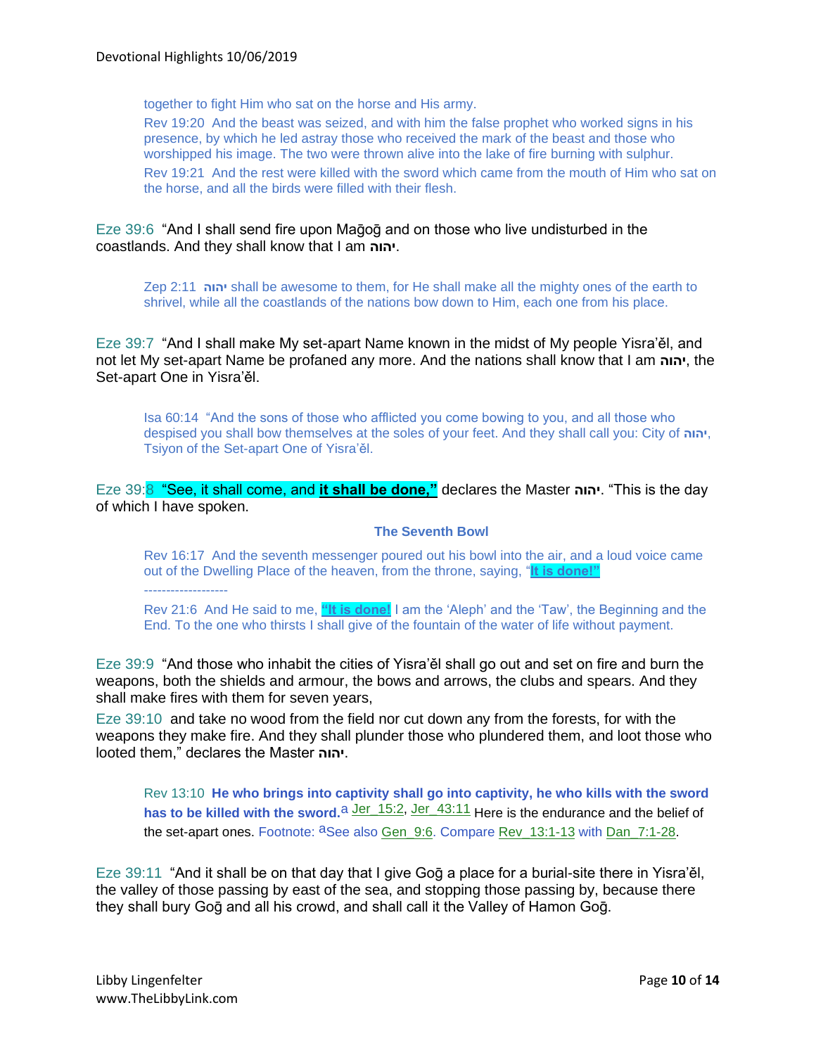together to fight Him who sat on the horse and His army.

Rev 19:20 And the beast was seized, and with him the false prophet who worked signs in his presence, by which he led astray those who received the mark of the beast and those who worshipped his image. The two were thrown alive into the lake of fire burning with sulphur.

Rev 19:21 And the rest were killed with the sword which came from the mouth of Him who sat on the horse, and all the birds were filled with their flesh.

Eze 39:6 "And I shall send fire upon Maḡoḡ and on those who live undisturbed in the coastlands. And they shall know that I am **יהוה**.

Zep 2:11 **יהוה** shall be awesome to them, for He shall make all the mighty ones of the earth to shrivel, while all the coastlands of the nations bow down to Him, each one from his place.

Eze 39:7 "And I shall make My set-apart Name known in the midst of My people Yisra'ěl, and not let My set-apart Name be profaned any more. And the nations shall know that I am **יהוה**, the Set-apart One in Yisra'ěl.

Isa 60:14 "And the sons of those who afflicted you come bowing to you, and all those who despised you shall bow themselves at the soles of your feet. And they shall call you: City of **יהוה**, Tsiyon of the Set-apart One of Yisra'ěl.

Eze 39:8 "See, it shall come, and **it shall be done,"** declares the Master **יהוה**. "This is the day of which I have spoken.

**The Seventh Bowl**

Rev 16:17 And the seventh messenger poured out his bowl into the air, and a loud voice came out of the Dwelling Place of the heaven, from the throne, saying, "**It is done!"**

-------------------

Rev 21:6 And He said to me, **"It is done!** I am the 'Aleph' and the 'Taw', the Beginning and the End. To the one who thirsts I shall give of the fountain of the water of life without payment.

Eze 39:9 "And those who inhabit the cities of Yisra'ěl shall go out and set on fire and burn the weapons, both the shields and armour, the bows and arrows, the clubs and spears. And they shall make fires with them for seven years,

Eze 39:10 and take no wood from the field nor cut down any from the forests, for with the weapons they make fire. And they shall plunder those who plundered them, and loot those who looted them," declares the Master **יהוה**.

Rev 13:10 **He who brings into captivity shall go into captivity, he who kills with the sword has to be killed with the sword.**[a] Jer_15:2, Jer_43:11 Here is the endurance and the belief of the set-apart ones. Footnote: [a]See also Gen_9:6. Compare Rev_13:1-13 with Dan_7:1-28.

Eze 39:11 "And it shall be on that day that I give Goḡ a place for a burial-site there in Yisra'ěl, the valley of those passing by east of the sea, and stopping those passing by, because there they shall bury Goḡ and all his crowd, and shall call it the Valley of Hamon Goḡ.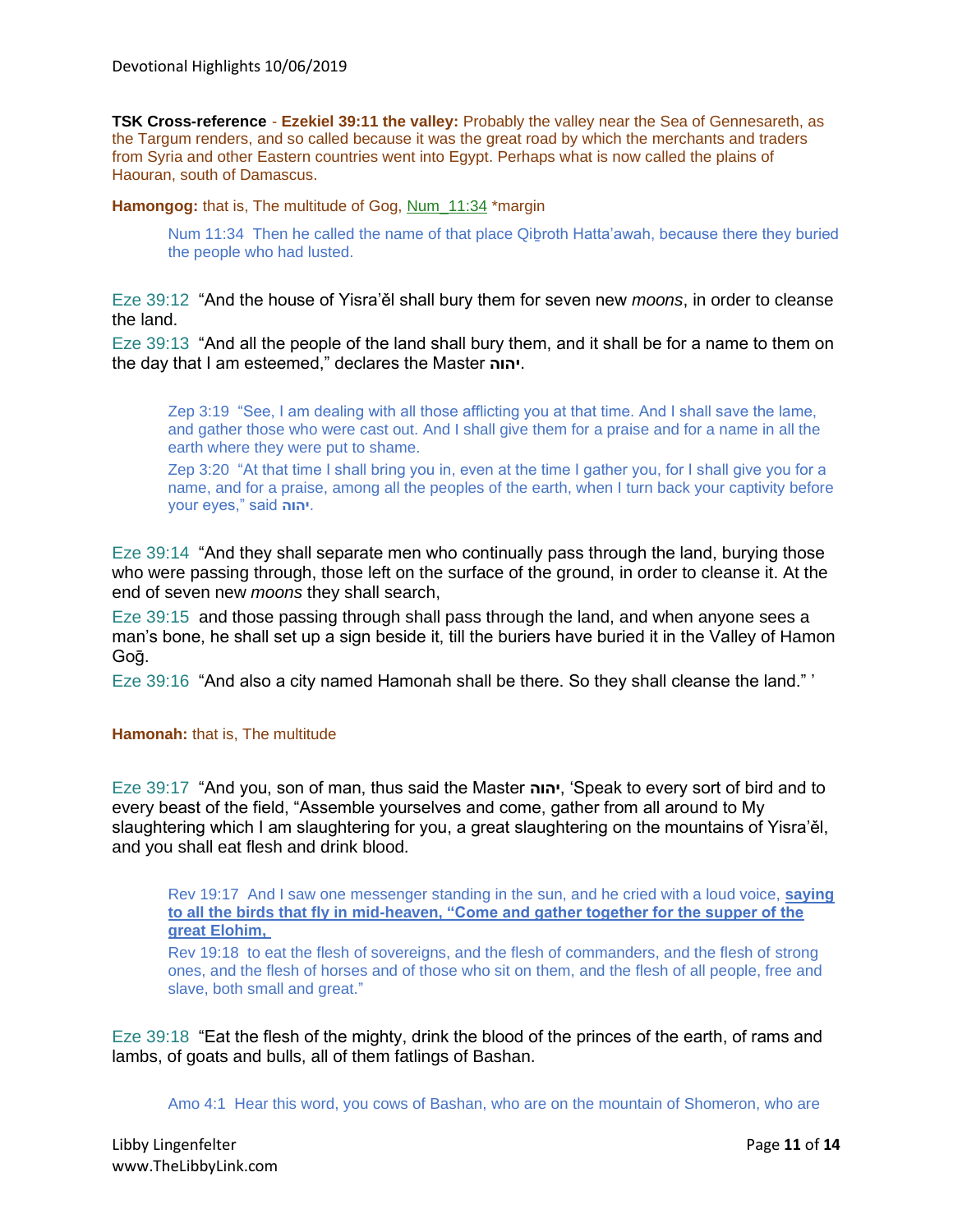**TSK Cross-reference** - **Ezekiel 39:11 the valley:** Probably the valley near the Sea of Gennesareth, as the Targum renders, and so called because it was the great road by which the merchants and traders from Syria and other Eastern countries went into Egypt. Perhaps what is now called the plains of Haouran, south of Damascus.

**Hamongog:** that is, The multitude of Gog, Num_11:34 *margin

> Num 11:34 Then he called the name of that place Qiḇroth Hatta'awah, because there they buried the people who had lusted.

Eze 39:12 "And the house of Yisra'ěl shall bury them for seven new *moons*, in order to cleanse the land.

Eze 39:13 "And all the people of the land shall bury them, and it shall be for a name to them on the day that I am esteemed," declares the Master **יהוה**.

> Zep 3:19 "See, I am dealing with all those afflicting you at that time. And I shall save the lame, and gather those who were cast out. And I shall give them for a praise and for a name in all the earth where they were put to shame.
>
> Zep 3:20 "At that time I shall bring you in, even at the time I gather you, for I shall give you for a name, and for a praise, among all the peoples of the earth, when I turn back your captivity before your eyes," said **יהוה**.

Eze 39:14 "And they shall separate men who continually pass through the land, burying those who were passing through, those left on the surface of the ground, in order to cleanse it. At the end of seven new *moons* they shall search,

Eze 39:15 and those passing through shall pass through the land, and when anyone sees a man's bone, he shall set up a sign beside it, till the buriers have buried it in the Valley of Hamon Goḡ.

Eze 39:16 "And also a city named Hamonah shall be there. So they shall cleanse the land." '

**Hamonah:** that is, The multitude

Eze 39:17 "And you, son of man, thus said the Master **יהוה**, 'Speak to every sort of bird and to every beast of the field, "Assemble yourselves and come, gather from all around to My slaughtering which I am slaughtering for you, a great slaughtering on the mountains of Yisra'ěl, and you shall eat flesh and drink blood.

> Rev 19:17 And I saw one messenger standing in the sun, and he cried with a loud voice, **saying to all the birds that fly in mid-heaven, "Come and gather together for the supper of the great Elohim,**
>
> Rev 19:18 to eat the flesh of sovereigns, and the flesh of commanders, and the flesh of strong ones, and the flesh of horses and of those who sit on them, and the flesh of all people, free and slave, both small and great."

Eze 39:18 "Eat the flesh of the mighty, drink the blood of the princes of the earth, of rams and lambs, of goats and bulls, all of them fatlings of Bashan.

> Amo 4:1 Hear this word, you cows of Bashan, who are on the mountain of Shomeron, who are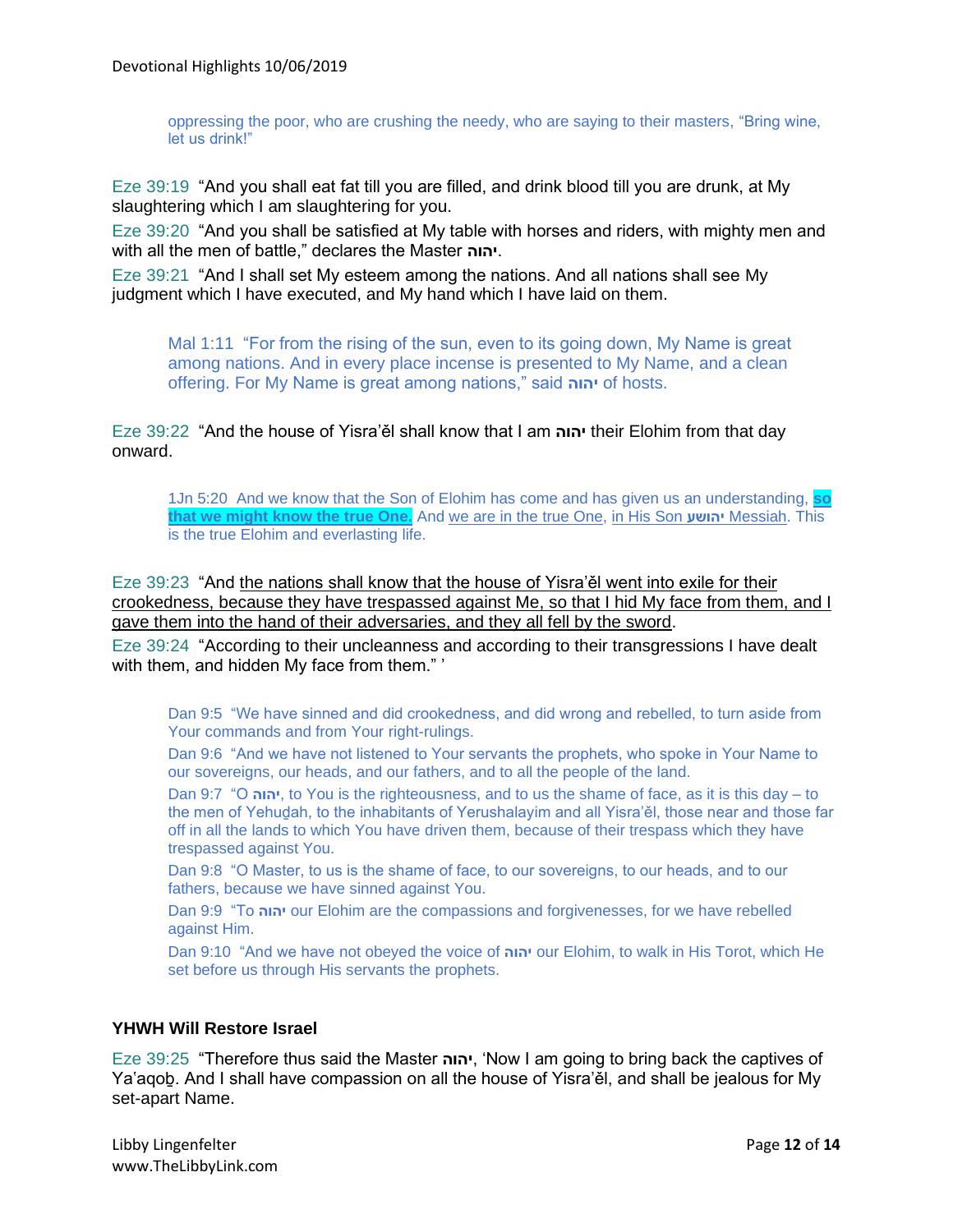> oppressing the poor, who are crushing the needy, who are saying to their masters, “Bring wine, let us drink!”

Eze 39:19 “And you shall eat fat till you are filled, and drink blood till you are drunk, at My slaughtering which I am slaughtering for you.

Eze 39:20 “And you shall be satisfied at My table with horses and riders, with mighty men and with all the men of battle,” declares the Master יהוה.

Eze 39:21 “And I shall set My esteem among the nations. And all nations shall see My judgment which I have executed, and My hand which I have laid on them.

> Mal 1:11 “For from the rising of the sun, even to its going down, My Name is great among nations. And in every place incense is presented to My Name, and a clean offering. For My Name is great among nations,” said יהוה of hosts.

Eze 39:22 “And the house of Yisra’ĕl shall know that I am יהוה their Elohim from that day onward.

> 1Jn 5:20 And we know that the Son of Elohim has come and has given us an understanding, **so that we might know the true One.** And we are in the true One, in His Son יהושע Messiah. This is the true Elohim and everlasting life.

Eze 39:23 “And the nations shall know that the house of Yisra’ĕl went into exile for their crookedness, because they have trespassed against Me, so that I hid My face from them, and I gave them into the hand of their adversaries, and they all fell by the sword.

Eze 39:24 “According to their uncleanness and according to their transgressions I have dealt with them, and hidden My face from them.” ’

> Dan 9:5 “We have sinned and did crookedness, and did wrong and rebelled, to turn aside from Your commands and from Your right-rulings.
>
> Dan 9:6 “And we have not listened to Your servants the prophets, who spoke in Your Name to our sovereigns, our heads, and our fathers, and to all the people of the land.
>
> Dan 9:7 “O יהוה, to You is the righteousness, and to us the shame of face, as it is this day – to the men of Yehuḏah, to the inhabitants of Yerushalayim and all Yisra’ĕl, those near and those far off in all the lands to which You have driven them, because of their trespass which they have trespassed against You.
>
> Dan 9:8 “O Master, to us is the shame of face, to our sovereigns, to our heads, and to our fathers, because we have sinned against You.
>
> Dan 9:9 “To יהוה our Elohim are the compassions and forgivenesses, for we have rebelled against Him.
>
> Dan 9:10 “And we have not obeyed the voice of יהוה our Elohim, to walk in His Torot, which He set before us through His servants the prophets.

**YHWH Will Restore Israel**

Eze 39:25 “Therefore thus said the Master יהוה, ‘Now I am going to bring back the captives of Ya’aqoḇ. And I shall have compassion on all the house of Yisra’ĕl, and shall be jealous for My set-apart Name.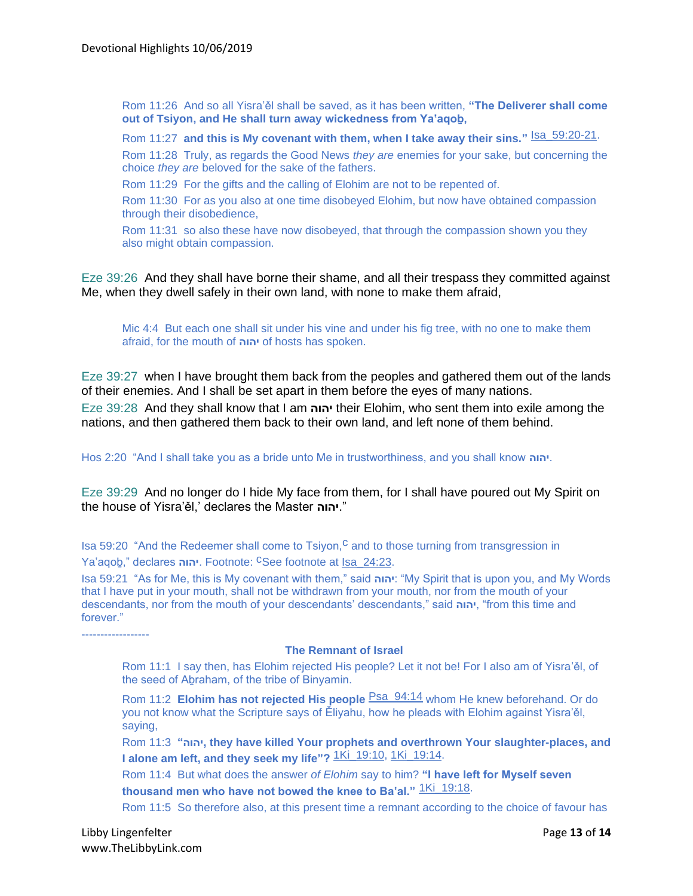Rom 11:26 And so all Yisra'ěl shall be saved, as it has been written, **"The Deliverer shall come out of Tsiyon, and He shall turn away wickedness from Ya'aqoḇ,**

Rom 11:27 **and this is My covenant with them, when I take away their sins."** Isa_59:20-21.

Rom 11:28 Truly, as regards the Good News *they are* enemies for your sake, but concerning the choice *they are* beloved for the sake of the fathers.

Rom 11:29 For the gifts and the calling of Elohim are not to be repented of.

Rom 11:30 For as you also at one time disobeyed Elohim, but now have obtained compassion through their disobedience,

Rom 11:31 so also these have now disobeyed, that through the compassion shown you they also might obtain compassion.

Eze 39:26 And they shall have borne their shame, and all their trespass they committed against Me, when they dwell safely in their own land, with none to make them afraid,

Mic 4:4 But each one shall sit under his vine and under his fig tree, with no one to make them afraid, for the mouth of **יהוה** of hosts has spoken.

Eze 39:27 when I have brought them back from the peoples and gathered them out of the lands of their enemies. And I shall be set apart in them before the eyes of many nations.

Eze 39:28 And they shall know that I am **יהוה** their Elohim, who sent them into exile among the nations, and then gathered them back to their own land, and left none of them behind.

Hos 2:20 "And I shall take you as a bride unto Me in trustworthiness, and you shall know **יהוה**.

Eze 39:29 And no longer do I hide My face from them, for I shall have poured out My Spirit on the house of Yisra'ěl,' declares the Master **יהוה**."

Isa 59:20 "And the Redeemer shall come to Tsiyon,[C] and to those turning from transgression in Ya'aqoḇ," declares **יהוה**. Footnote: [C]See footnote at Isa_24:23.

Isa 59:21 "As for Me, this is My covenant with them," said **יהוה**: "My Spirit that is upon you, and My Words that I have put in your mouth, shall not be withdrawn from your mouth, nor from the mouth of your descendants, nor from the mouth of your descendants' descendants," said **יהוה**, "from this time and forever."

------------------

### The Remnant of Israel

Rom 11:1 I say then, has Elohim rejected His people? Let it not be! For I also am of Yisra'ěl, of the seed of Aḇraham, of the tribe of Binyamin.

Rom 11:2 **Elohim has not rejected His people** Psa_94:14 whom He knew beforehand. Or do you not know what the Scripture says of Ěliyahu, how he pleads with Elohim against Yisra'ěl, saying,

Rom 11:3 **"יהוה, they have killed Your prophets and overthrown Your slaughter-places, and I alone am left, and they seek my life"?** 1Ki_19:10, 1Ki_19:14.

Rom 11:4 But what does the answer *of Elohim* say to him? **"I have left for Myself seven thousand men who have not bowed the knee to Ba'al."** 1Ki_19:18.

Rom 11:5 So therefore also, at this present time a remnant according to the choice of favour has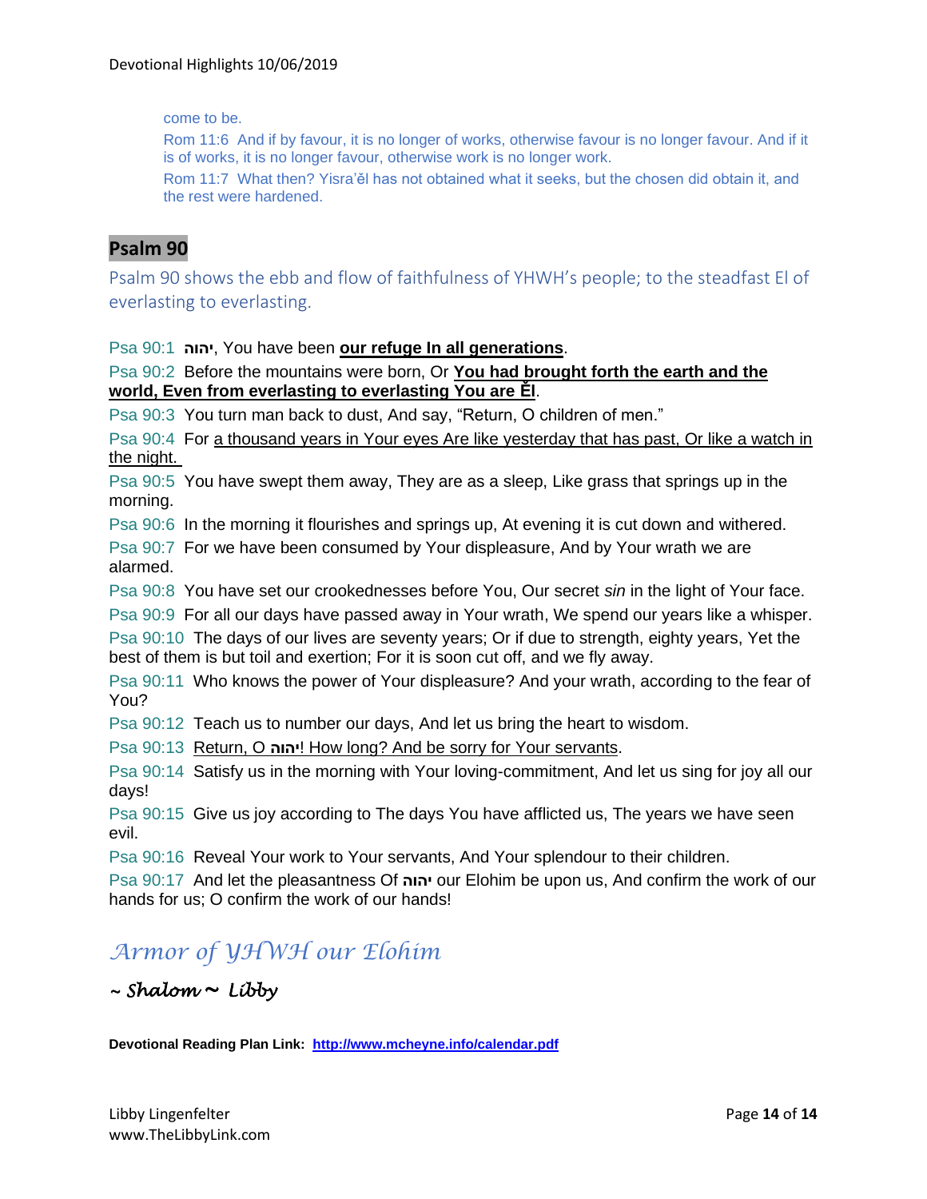come to be.

Rom 11:6 And if by favour, it is no longer of works, otherwise favour is no longer favour. And if it is of works, it is no longer favour, otherwise work is no longer work.

Rom 11:7 What then? Yisra'ěl has not obtained what it seeks, but the chosen did obtain it, and the rest were hardened.

## Psalm 90

Psalm 90 shows the ebb and flow of faithfulness of YHWH's people; to the steadfast El of everlasting to everlasting.

Psa 90:1 **יהוה**, You have been **our refuge In all generations**.

Psa 90:2 Before the mountains were born, Or **You had brought forth the earth and the world, Even from everlasting to everlasting You are Ěl**.

Psa 90:3 You turn man back to dust, And say, "Return, O children of men."

Psa 90:4 For a thousand years in Your eyes Are like yesterday that has past, Or like a watch in the night.

Psa 90:5 You have swept them away, They are as a sleep, Like grass that springs up in the morning.

Psa 90:6 In the morning it flourishes and springs up, At evening it is cut down and withered.

Psa 90:7 For we have been consumed by Your displeasure, And by Your wrath we are alarmed.

Psa 90:8 You have set our crookednesses before You, Our secret *sin* in the light of Your face.

Psa 90:9 For all our days have passed away in Your wrath, We spend our years like a whisper.

Psa 90:10 The days of our lives are seventy years; Or if due to strength, eighty years, Yet the best of them is but toil and exertion; For it is soon cut off, and we fly away.

Psa 90:11 Who knows the power of Your displeasure? And your wrath, according to the fear of You?

Psa 90:12 Teach us to number our days, And let us bring the heart to wisdom.

Psa 90:13 Return, O **יהוה**! How long? And be sorry for Your servants.

Psa 90:14 Satisfy us in the morning with Your loving-commitment, And let us sing for joy all our days!

Psa 90:15 Give us joy according to The days You have afflicted us, The years we have seen evil.

Psa 90:16 Reveal Your work to Your servants, And Your splendour to their children.

Psa 90:17 And let the pleasantness Of **יהוה** our Elohim be upon us, And confirm the work of our hands for us; O confirm the work of our hands!

## *Armor of YHWH our Elohim*

***~ Shalom ~ Libby***

**Devotional Reading Plan Link: http://www.mcheyne.info/calendar.pdf**

Libby Lingenfelter
www.TheLibbyLink.com